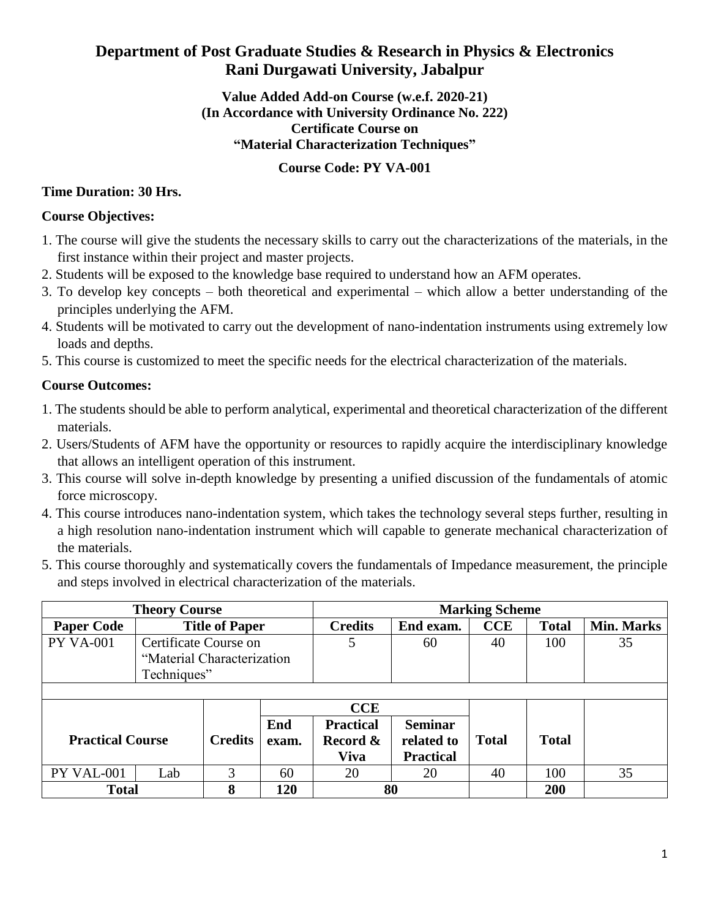# Department of Post Graduate Studies & Research in Physics & Electronics
# Rani Durgawati University, Jabalpur

**Value Added Add-on Course (w.e.f. 2020-21)**
**(In Accordance with University Ordinance No. 222)**
**Certificate Course on**
**"Material Characterization Techniques"**

**Course Code: PY VA-001**

**Time Duration: 30 Hrs.**

**Course Objectives:**

1. The course will give the students the necessary skills to carry out the characterizations of the materials, in the first instance within their project and master projects.
2. Students will be exposed to the knowledge base required to understand how an AFM operates.
3. To develop key concepts – both theoretical and experimental – which allow a better understanding of the principles underlying the AFM.
4. Students will be motivated to carry out the development of nano-indentation instruments using extremely low loads and depths.
5. This course is customized to meet the specific needs for the electrical characterization of the materials.

**Course Outcomes:**

1. The students should be able to perform analytical, experimental and theoretical characterization of the different materials.
2. Users/Students of AFM have the opportunity or resources to rapidly acquire the interdisciplinary knowledge that allows an intelligent operation of this instrument.
3. This course will solve in-depth knowledge by presenting a unified discussion of the fundamentals of atomic force microscopy.
4. This course introduces nano-indentation system, which takes the technology several steps further, resulting in a high resolution nano-indentation instrument which will capable to generate mechanical characterization of the materials.
5. This course thoroughly and systematically covers the fundamentals of Impedance measurement, the principle and steps involved in electrical characterization of the materials.

| **Theory Course** | | | | **Marking Scheme** | | | | |
|---|---|---|---|---|---|---|---|---|
| **Paper Code** | **Title of Paper** | | | **Credits** | **End exam.** | **CCE** | **Total** | **Min. Marks** |
| PY VA-001 | Certificate Course on "Material Characterization Techniques" | | | 5 | 60 | 40 | 100 | 35 |
| | | | | | | | | |
| | | | | **CCE** | | | | |
| **Practical Course** | | **Credits** | **End exam.** | **Practical Record & Viva** | **Seminar related to Practical** | **Total** | **Total** | |
| PY VAL-001 | Lab | 3 | 60 | 20 | 20 | 40 | 100 | 35 |
| **Total** | | **8** | **120** | **80** | | | **200** | |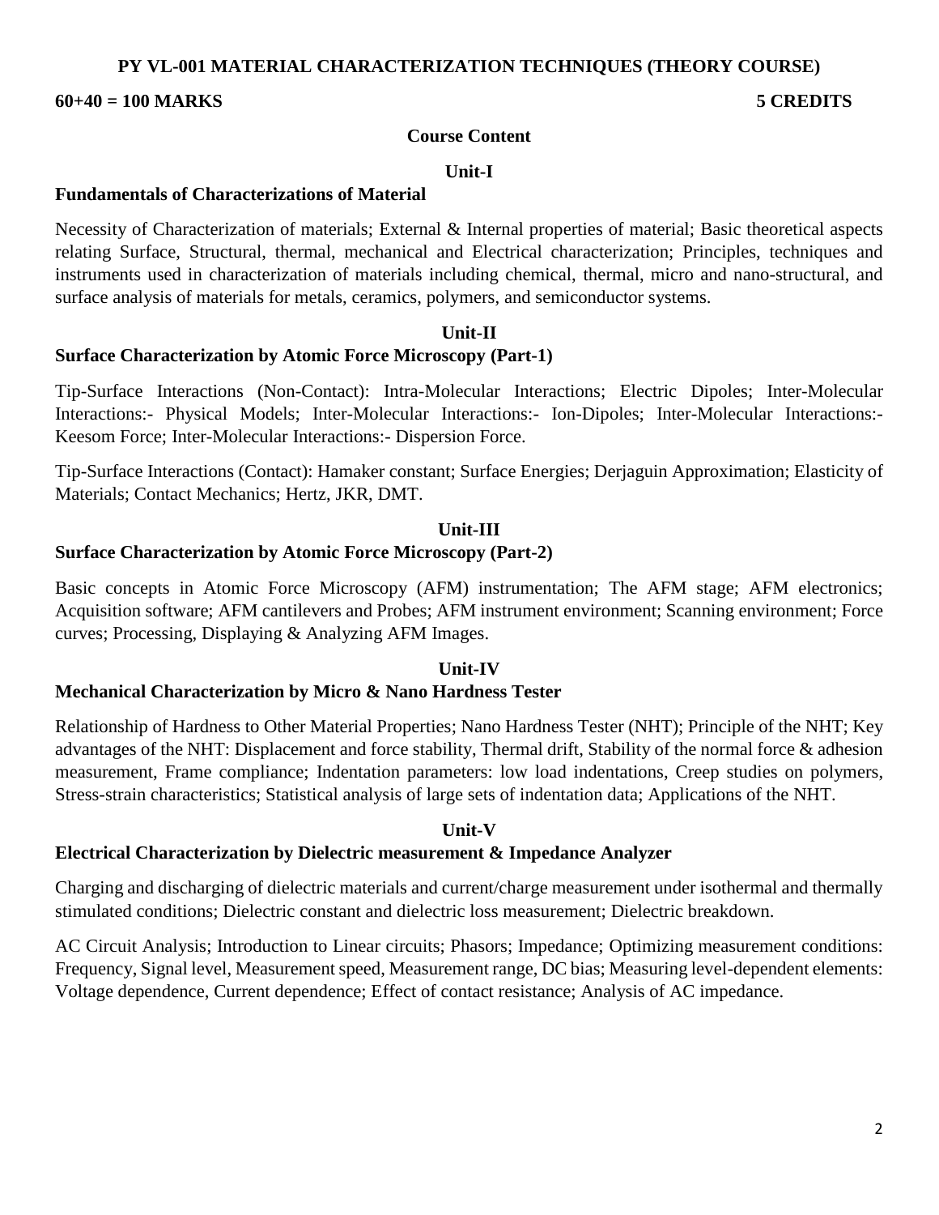# PY VL-001 MATERIAL CHARACTERIZATION TECHNIQUES (THEORY COURSE)

**60+40 = 100 MARKS** **5 CREDITS**

## Course Content

### Unit-I

**Fundamentals of Characterizations of Material**

Necessity of Characterization of materials; External & Internal properties of material; Basic theoretical aspects relating Surface, Structural, thermal, mechanical and Electrical characterization; Principles, techniques and instruments used in characterization of materials including chemical, thermal, micro and nano-structural, and surface analysis of materials for metals, ceramics, polymers, and semiconductor systems.

### Unit-II

**Surface Characterization by Atomic Force Microscopy (Part-1)**

Tip-Surface Interactions (Non-Contact): Intra-Molecular Interactions; Electric Dipoles; Inter-Molecular Interactions:- Physical Models; Inter-Molecular Interactions:- Ion-Dipoles; Inter-Molecular Interactions:- Keesom Force; Inter-Molecular Interactions:- Dispersion Force.

Tip-Surface Interactions (Contact): Hamaker constant; Surface Energies; Derjaguin Approximation; Elasticity of Materials; Contact Mechanics; Hertz, JKR, DMT.

### Unit-III

**Surface Characterization by Atomic Force Microscopy (Part-2)**

Basic concepts in Atomic Force Microscopy (AFM) instrumentation; The AFM stage; AFM electronics; Acquisition software; AFM cantilevers and Probes; AFM instrument environment; Scanning environment; Force curves; Processing, Displaying & Analyzing AFM Images.

### Unit-IV

**Mechanical Characterization by Micro & Nano Hardness Tester**

Relationship of Hardness to Other Material Properties; Nano Hardness Tester (NHT); Principle of the NHT; Key advantages of the NHT: Displacement and force stability, Thermal drift, Stability of the normal force & adhesion measurement, Frame compliance; Indentation parameters: low load indentations, Creep studies on polymers, Stress-strain characteristics; Statistical analysis of large sets of indentation data; Applications of the NHT.

### Unit-V

**Electrical Characterization by Dielectric measurement & Impedance Analyzer**

Charging and discharging of dielectric materials and current/charge measurement under isothermal and thermally stimulated conditions; Dielectric constant and dielectric loss measurement; Dielectric breakdown.

AC Circuit Analysis; Introduction to Linear circuits; Phasors; Impedance; Optimizing measurement conditions: Frequency, Signal level, Measurement speed, Measurement range, DC bias; Measuring level-dependent elements: Voltage dependence, Current dependence; Effect of contact resistance; Analysis of AC impedance.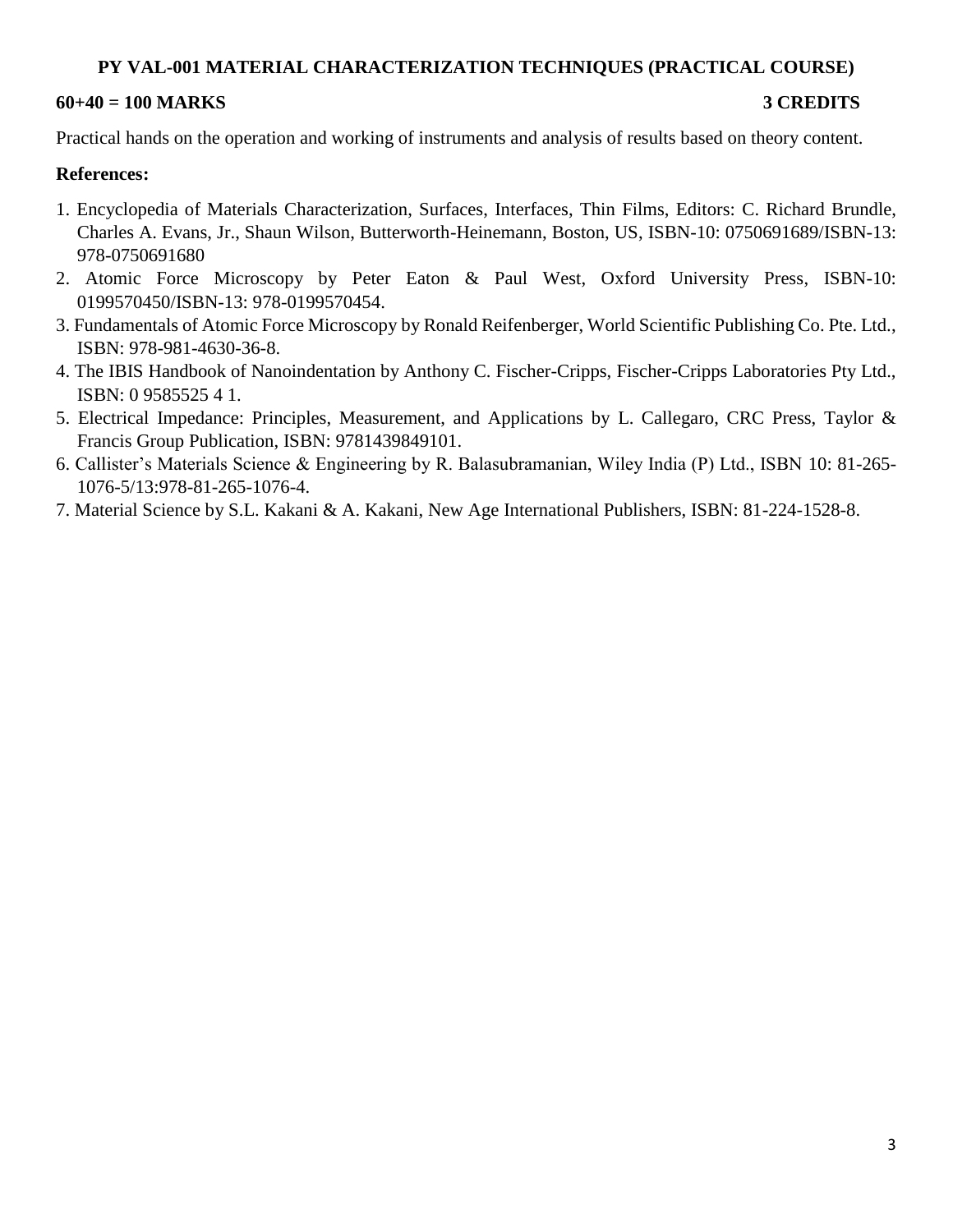**PY VAL-001 MATERIAL CHARACTERIZATION TECHNIQUES (PRACTICAL COURSE)**

**60+40 = 100 MARKS** **3 CREDITS**

Practical hands on the operation and working of instruments and analysis of results based on theory content.

**References:**

1. Encyclopedia of Materials Characterization, Surfaces, Interfaces, Thin Films, Editors: C. Richard Brundle, Charles A. Evans, Jr., Shaun Wilson, Butterworth-Heinemann, Boston, US, ISBN-10: 0750691689/ISBN-13: 978-0750691680
2. Atomic Force Microscopy by Peter Eaton & Paul West, Oxford University Press, ISBN-10: 0199570450/ISBN-13: 978-0199570454.
3. Fundamentals of Atomic Force Microscopy by Ronald Reifenberger, World Scientific Publishing Co. Pte. Ltd., ISBN: 978-981-4630-36-8.
4. The IBIS Handbook of Nanoindentation by Anthony C. Fischer-Cripps, Fischer-Cripps Laboratories Pty Ltd., ISBN: 0 9585525 4 1.
5. Electrical Impedance: Principles, Measurement, and Applications by L. Callegaro, CRC Press, Taylor & Francis Group Publication, ISBN: 9781439849101.
6. Callister's Materials Science & Engineering by R. Balasubramanian, Wiley India (P) Ltd., ISBN 10: 81-265-1076-5/13:978-81-265-1076-4.
7. Material Science by S.L. Kakani & A. Kakani, New Age International Publishers, ISBN: 81-224-1528-8.